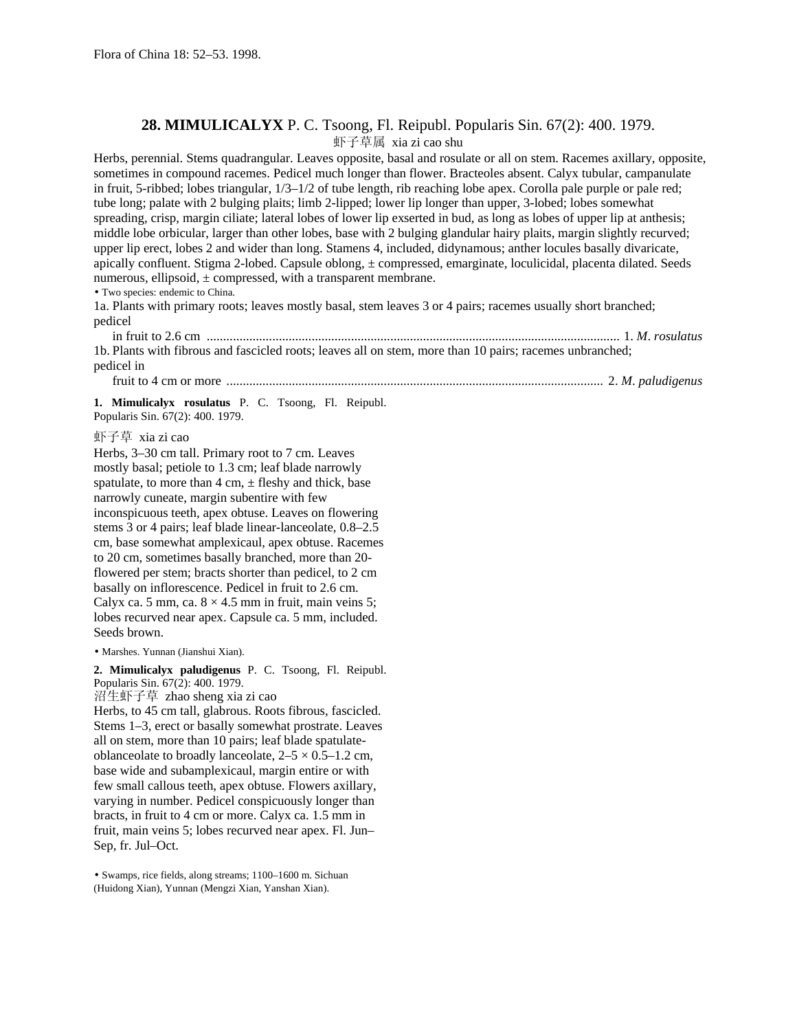Flora of China 18: 52–53. 1998.

## 28. MIMULICALYX P. C. Tsoong, Fl. Reipubl. Popularis Sin. 67(2): 400. 1979.

虾子草属 xia zi cao shu

Herbs, perennial. Stems quadrangular. Leaves opposite, basal and rosulate or all on stem. Racemes axillary, opposite, sometimes in compound racemes. Pedicel much longer than flower. Bracteoles absent. Calyx tubular, campanulate in fruit, 5-ribbed; lobes triangular, 1/3–1/2 of tube length, rib reaching lobe apex. Corolla pale purple or pale red; tube long; palate with 2 bulging plaits; limb 2-lipped; lower lip longer than upper, 3-lobed; lobes somewhat spreading, crisp, margin ciliate; lateral lobes of lower lip exserted in bud, as long as lobes of upper lip at anthesis; middle lobe orbicular, larger than other lobes, base with 2 bulging glandular hairy plaits, margin slightly recurved; upper lip erect, lobes 2 and wider than long. Stamens 4, included, didynamous; anther locules basally divaricate, apically confluent. Stigma 2-lobed. Capsule oblong, ± compressed, emarginate, loculicidal, placenta dilated. Seeds numerous, ellipsoid, ± compressed, with a transparent membrane.

• Two species: endemic to China.

1a. Plants with primary roots; leaves mostly basal, stem leaves 3 or 4 pairs; racemes usually short branched; pedicel in fruit to 2.6 cm ............ 1. *M. rosulatus*

1b. Plants with fibrous and fascicled roots; leaves all on stem, more than 10 pairs; racemes unbranched; pedicel in fruit to 4 cm or more ............ 2. *M. paludigenus*

**1. Mimulicalyx rosulatus** P. C. Tsoong, Fl. Reipubl. Popularis Sin. 67(2): 400. 1979.

虾子草 xia zi cao

Herbs, 3–30 cm tall. Primary root to 7 cm. Leaves mostly basal; petiole to 1.3 cm; leaf blade narrowly spatulate, to more than 4 cm, ± fleshy and thick, base narrowly cuneate, margin subentire with few inconspicuous teeth, apex obtuse. Leaves on flowering stems 3 or 4 pairs; leaf blade linear-lanceolate, 0.8–2.5 cm, base somewhat amplexicaul, apex obtuse. Racemes to 20 cm, sometimes basally branched, more than 20-flowered per stem; bracts shorter than pedicel, to 2 cm basally on inflorescence. Pedicel in fruit to 2.6 cm. Calyx ca. 5 mm, ca. 8 × 4.5 mm in fruit, main veins 5; lobes recurved near apex. Capsule ca. 5 mm, included. Seeds brown.

• Marshes. Yunnan (Jianshui Xian).

**2. Mimulicalyx paludigenus** P. C. Tsoong, Fl. Reipubl. Popularis Sin. 67(2): 400. 1979.

沼生虾子草 zhao sheng xia zi cao

Herbs, to 45 cm tall, glabrous. Roots fibrous, fascicled. Stems 1–3, erect or basally somewhat prostrate. Leaves all on stem, more than 10 pairs; leaf blade spatulate-oblanceolate to broadly lanceolate, 2–5 × 0.5–1.2 cm, base wide and subamplexicaul, margin entire or with few small callous teeth, apex obtuse. Flowers axillary, varying in number. Pedicel conspicuously longer than bracts, in fruit to 4 cm or more. Calyx ca. 1.5 mm in fruit, main veins 5; lobes recurved near apex. Fl. Jun–Sep, fr. Jul–Oct.

• Swamps, rice fields, along streams; 1100–1600 m. Sichuan (Huidong Xian), Yunnan (Mengzi Xian, Yanshan Xian).